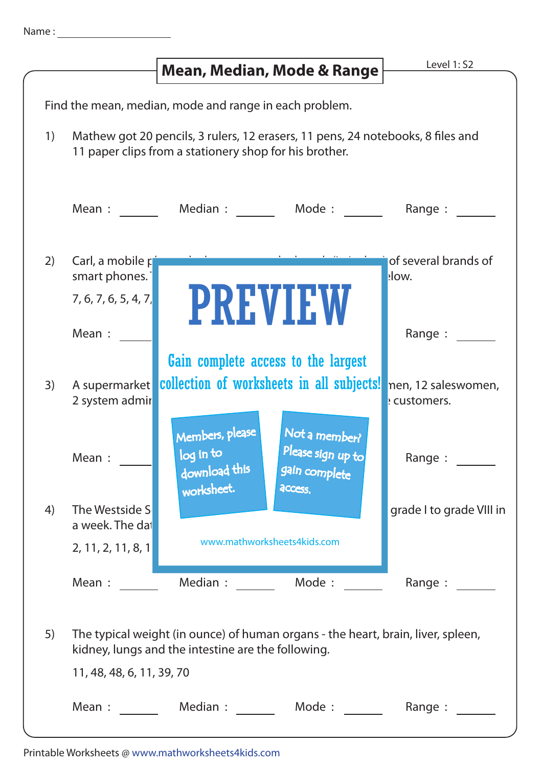Name : ____________________

# Mean, Median, Mode & Range

Level 1: S2

Find the mean, median, mode and range in each problem.

1) Mathew got 20 pencils, 3 rulers, 12 erasers, 11 pens, 24 notebooks, 8 files and 11 paper clips from a stationery shop for his brother.

Mean : ______ Median : ______ Mode : ______ Range : ______

2) Carl, a mobile p of several brands of smart phones. low.

7, 6, 7, 6, 5, 4, 7,

Mean : ______ Range : ______

PREVIEW

Gain complete access to the largest collection of worksheets in all subjects!

Members, please log in to download this worksheet.

Not a member? Please sign up to gain complete access.

www.mathworksheets4kids.com

3) A supermarket men, 12 saleswomen, 2 system admir customers.

Mean : ______ Range : ______

4) The Westside S grade I to grade VIII in a week. The dat

2, 11, 2, 11, 8, 1

Mean : ______ Median : ______ Mode : ______ Range : ______

5) The typical weight (in ounce) of human organs - the heart, brain, liver, spleen, kidney, lungs and the intestine are the following.

11, 48, 48, 6, 11, 39, 70

Mean : ______ Median : ______ Mode : ______ Range : ______

Printable Worksheets @ www.mathworksheets4kids.com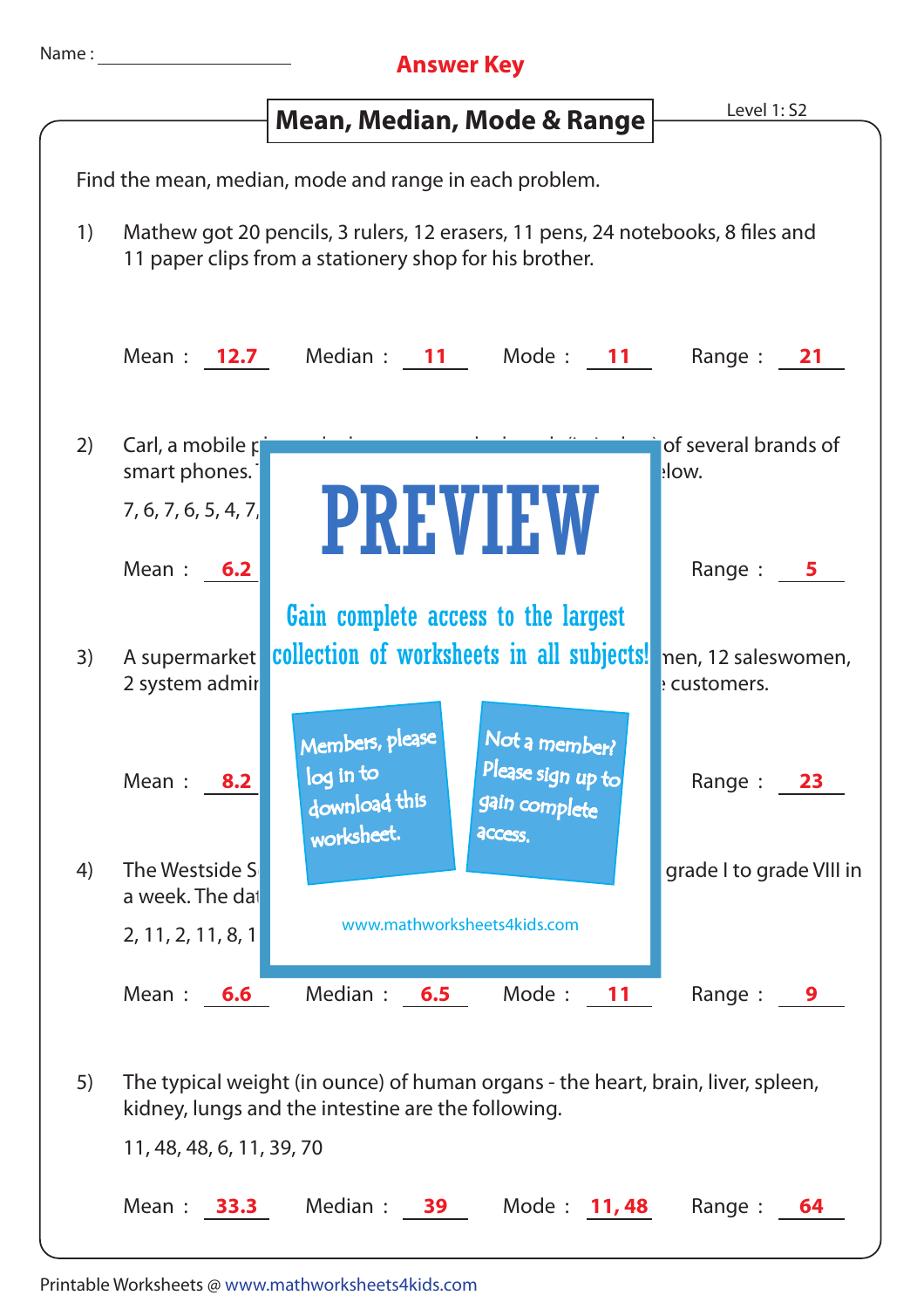Name : ____________________

**Answer Key**

# Mean, Median, Mode & Range

Level 1: S2

Find the mean, median, mode and range in each problem.

1) Mathew got 20 pencils, 3 rulers, 12 erasers, 11 pens, 24 notebooks, 8 files and 11 paper clips from a stationery shop for his brother.

Mean : **12.7** Median : **11** Mode : **11** Range : **21**

2) Carl, a mobile p… of several brands of smart phones. … low.

7, 6, 7, 6, 5, 4, 7, …

Mean : **6.2** … Range : **5**

PREVIEW

Gain complete access to the largest collection of worksheets in all subjects!

Members, please log in to download this worksheet.

Not a member? Please sign up to gain complete access.

www.mathworksheets4kids.com

3) A supermarket … men, 12 saleswomen, 2 system admi… customers.

Mean : **8.2** … Range : **23**

4) The Westside S… grade I to grade VIII in a week. The da…

2, 11, 2, 11, 8, 1…

Mean : **6.6** Median : **6.5** Mode : **11** Range : **9**

5) The typical weight (in ounce) of human organs - the heart, brain, liver, spleen, kidney, lungs and the intestine are the following.

11, 48, 48, 6, 11, 39, 70

Mean : **33.3** Median : **39** Mode : **11, 48** Range : **64**

Printable Worksheets @ www.mathworksheets4kids.com